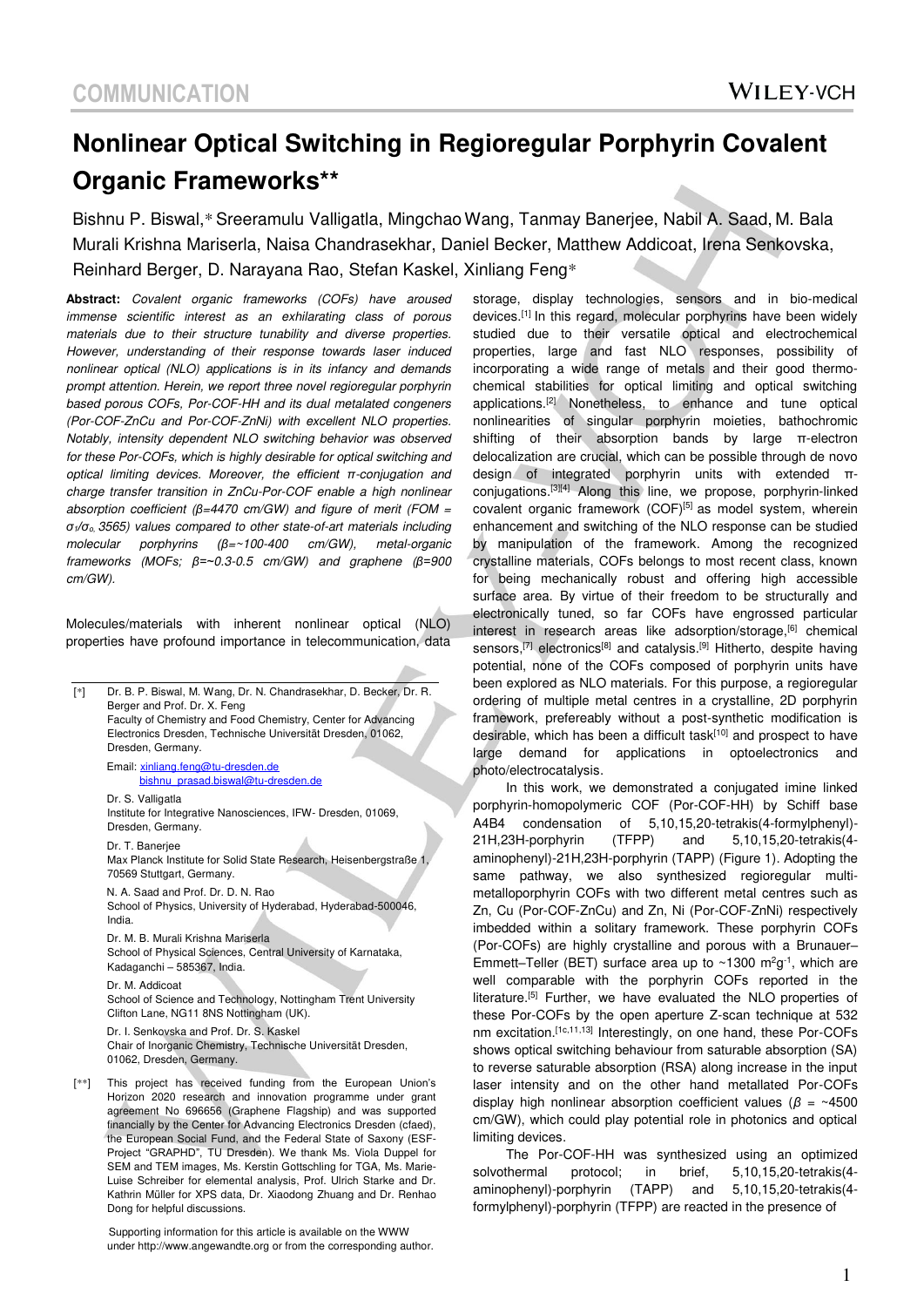# Nonlinear Optical Switching in Regioregular Porphyrin Covalent Organic Frameworks**

Bishnu P. Biswal,* Sreeramulu Valligatla, Mingchao Wang, Tanmay Banerjee, Nabil A. Saad, M. Bala Murali Krishna Mariserla, Naisa Chandrasekhar, Daniel Becker, Matthew Addicoat, Irena Senkovska, Reinhard Berger, D. Narayana Rao, Stefan Kaskel, Xinliang Feng*

**Abstract:** *Covalent organic frameworks (COFs) have aroused immense scientific interest as an exhilarating class of porous materials due to their structure tunability and diverse properties. However, understanding of their response towards laser induced nonlinear optical (NLO) applications is in its infancy and demands prompt attention. Herein, we report three novel regioregular porphyrin based porous COFs, Por-COF-HH and its dual metalated congeners (Por-COF-ZnCu and Por-COF-ZnNi) with excellent NLO properties. Notably, intensity dependent NLO switching behavior was observed for these Por-COFs, which is highly desirable for optical switching and optical limiting devices. Moreover, the efficient π-conjugation and charge transfer transition in ZnCu-Por-COF enable a high nonlinear absorption coefficient (β=4470 cm/GW) and figure of merit (FOM = $\sigma_1/\sigma_o$ 3565) values compared to other state-of-art materials including molecular porphyrins (β=~100-400 cm/GW), metal-organic frameworks (MOFs; β=~0.3-0.5 cm/GW) and graphene (β=900 cm/GW).*

Molecules/materials with inherent nonlinear optical (NLO) properties have profound importance in telecommunication, data storage, display technologies, sensors and in bio-medical devices.[1] In this regard, molecular porphyrins have been widely studied due to their versatile optical and electrochemical properties, large and fast NLO responses, possibility of incorporating a wide range of metals and their good thermo-chemical stabilities for optical limiting and optical switching applications.[2] Nonetheless, to enhance and tune optical nonlinearities of singular porphyrin moieties, bathochromic shifting of their absorption bands by large π-electron delocalization are crucial, which can be possible through de novo design of integrated porphyrin units with extended π-conjugations.[3][4] Along this line, we propose, porphyrin-linked covalent organic framework (COF)[5] as model system, wherein enhancement and switching of the NLO response can be studied by manipulation of the framework. Among the recognized crystalline materials, COFs belongs to most recent class, known for being mechanically robust and offering high accessible surface area. By virtue of their freedom to be structurally and electronically tuned, so far COFs have engrossed particular interest in research areas like adsorption/storage,[6] chemical sensors,[7] electronics[8] and catalysis.[9] Hitherto, despite having potential, none of the COFs composed of porphyrin units have been explored as NLO materials. For this purpose, a regioregular ordering of multiple metal centres in a crystalline, 2D porphyrin framework, prefereably without a post-synthetic modification is desirable, which has been a difficult task[10] and prospect to have large demand for applications in optoelectronics and photo/electrocatalysis.

In this work, we demonstrated a conjugated imine linked porphyrin-homopolymeric COF (Por-COF-HH) by Schiff base A4B4 condensation of 5,10,15,20-tetrakis(4-formylphenyl)-21H,23H-porphyrin (TFPP) and 5,10,15,20-tetrakis(4-aminophenyl)-21H,23H-porphyrin (TAPP) (Figure 1). Adopting the same pathway, we also synthesized regioregular multi-metalloporphyrin COFs with two different metal centres such as Zn, Cu (Por-COF-ZnCu) and Zn, Ni (Por-COF-ZnNi) respectively imbedded within a solitary framework. These porphyrin COFs (Por-COFs) are highly crystalline and porous with a Brunauer–Emmett–Teller (BET) surface area up to ~1300 $m^2g^{-1}$, which are well comparable with the porphyrin COFs reported in the literature.[5] Further, we have evaluated the NLO properties of these Por-COFs by the open aperture Z-scan technique at 532 nm excitation.[1c,11,13] Interestingly, on one hand, these Por-COFs shows optical switching behaviour from saturable absorption (SA) to reverse saturable absorption (RSA) along increase in the input laser intensity and on the other hand metallated Por-COFs display high nonlinear absorption coefficient values (β = ~4500 cm/GW), which could play potential role in photonics and optical limiting devices.

The Por-COF-HH was synthesized using an optimized solvothermal protocol; in brief, 5,10,15,20-tetrakis(4-aminophenyl)-porphyrin (TAPP) and 5,10,15,20-tetrakis(4-formylphenyl)-porphyrin (TFPP) are reacted in the presence of

---

[*] Dr. B. P. Biswal, M. Wang, Dr. N. Chandrasekhar, D. Becker, Dr. R. Berger and Prof. Dr. X. Feng
Faculty of Chemistry and Food Chemistry, Center for Advancing Electronics Dresden, Technische Universität Dresden, 01062, Dresden, Germany.
Email: xinliang.feng@tu-dresden.de
bishnu_prasad.biswal@tu-dresden.de

Dr. S. Valligatla
Institute for Integrative Nanosciences, IFW- Dresden, 01069, Dresden, Germany.

Dr. T. Banerjee
Max Planck Institute for Solid State Research, Heisenbergstraße 1, 70569 Stuttgart, Germany.

N. A. Saad and Prof. Dr. D. N. Rao
School of Physics, University of Hyderabad, Hyderabad-500046, India.

Dr. M. B. Murali Krishna Mariserla
School of Physical Sciences, Central University of Karnataka, Kadaganchi – 585367, India.

Dr. M. Addicoat
School of Science and Technology, Nottingham Trent University Clifton Lane, NG11 8NS Nottingham (UK).

Dr. I. Senkovska and Prof. Dr. S. Kaskel
Chair of Inorganic Chemistry, Technische Universität Dresden, 01062, Dresden, Germany.

[**] This project has received funding from the European Union's Horizon 2020 research and innovation programme under grant agreement No 696656 (Graphene Flagship) and was supported financially by the Center for Advancing Electronics Dresden (cfaed), the European Social Fund, and the Federal State of Saxony (ESF-Project "GRAPHD", TU Dresden). We thank Ms. Viola Duppel for SEM and TEM images, Ms. Kerstin Gottschling for TGA, Ms. Marie-Luise Schreiber for elemental analysis, Prof. Ulrich Starke and Dr. Kathrin Müller for XPS data, Dr. Xiaodong Zhuang and Dr. Renhao Dong for helpful discussions.

Supporting information for this article is available on the WWW under http://www.angewandte.org or from the corresponding author.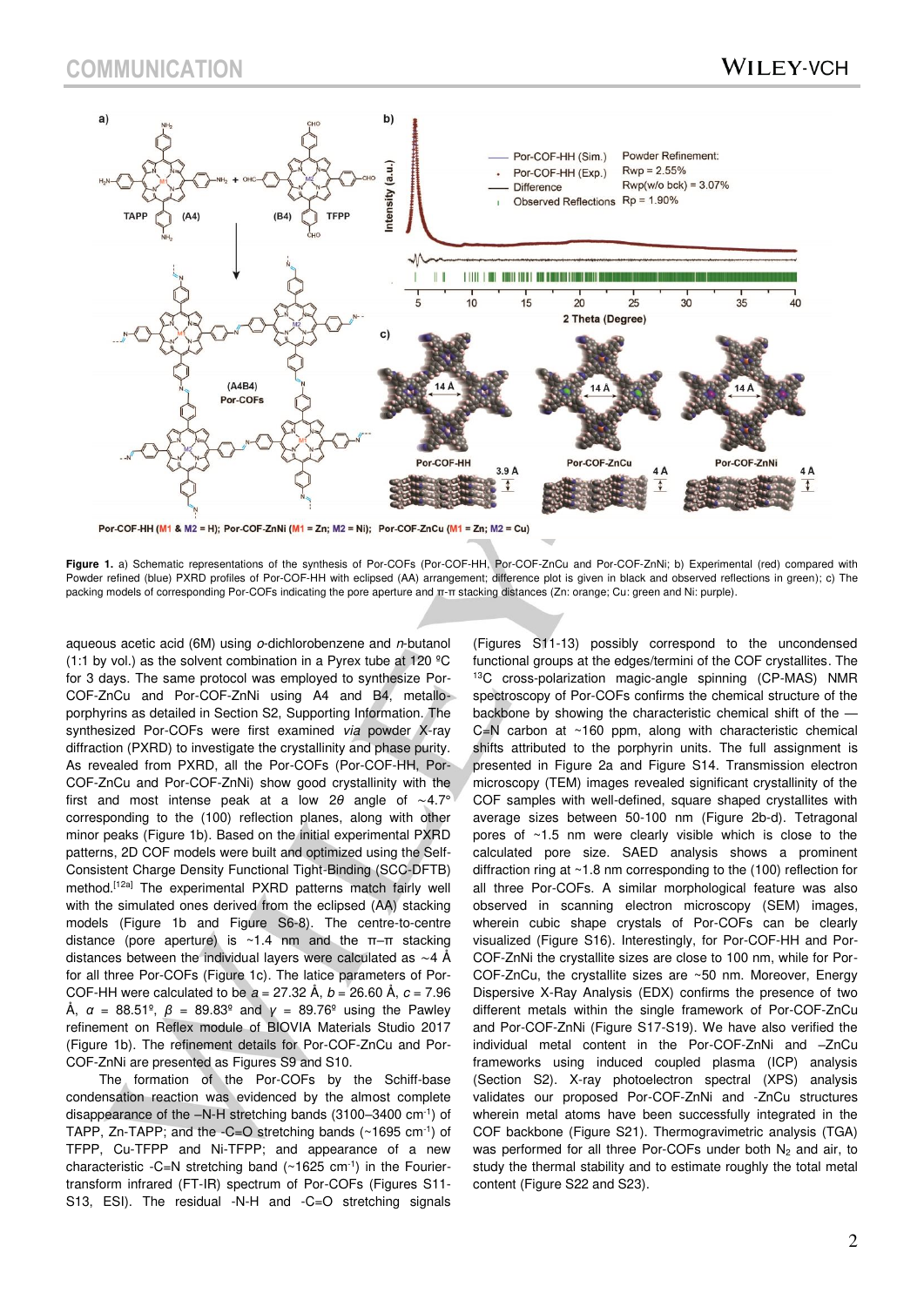**Figure 1.** a) Schematic representations of the synthesis of Por-COFs (Por-COF-HH, Por-COF-ZnCu and Por-COF-ZnNi; b) Experimental (red) compared with Powder refined (blue) PXRD profiles of Por-COF-HH with eclipsed (AA) arrangement; difference plot is given in black and observed reflections in green); c) The packing models of corresponding Por-COFs indicating the pore aperture and π-π stacking distances (Zn: orange; Cu: green and Ni: purple).

aqueous acetic acid (6M) using *o*-dichlorobenzene and *n*-butanol (1:1 by vol.) as the solvent combination in a Pyrex tube at 120 ºC for 3 days. The same protocol was employed to synthesize Por-COF-ZnCu and Por-COF-ZnNi using A4 and B4, metallo-porphyrins as detailed in Section S2, Supporting Information. The synthesized Por-COFs were first examined *via* powder X-ray diffraction (PXRD) to investigate the crystallinity and phase purity. As revealed from PXRD, all the Por-COFs (Por-COF-HH, Por-COF-ZnCu and Por-COF-ZnNi) show good crystallinity with the first and most intense peak at a low $2\theta$ angle of ~4.7° corresponding to the (100) reflection planes, along with other minor peaks (Figure 1b). Based on the initial experimental PXRD patterns, 2D COF models were built and optimized using the Self-Consistent Charge Density Functional Tight-Binding (SCC-DFTB) method.[12a] The experimental PXRD patterns match fairly well with the simulated ones derived from the eclipsed (AA) stacking models (Figure 1b and Figure S6-8). The centre-to-centre distance (pore aperture) is ~1.4 nm and the π–π stacking distances between the individual layers were calculated as ~4 Å for all three Por-COFs (Figure 1c). The latice parameters of Por-COF-HH were calculated to be $a$ = 27.32 Å, $b$ = 26.60 Å, $c$ = 7.96 Å, $\alpha$ = 88.51º, $\beta$ = 89.83º and $\gamma$ = 89.76º using the Pawley refinement on Reflex module of BIOVIA Materials Studio 2017 (Figure 1b). The refinement details for Por-COF-ZnCu and Por-COF-ZnNi are presented as Figures S9 and S10.

The formation of the Por-COFs by the Schiff-base condensation reaction was evidenced by the almost complete disappearance of the –N-H stretching bands (3100–3400 cm$^{-1}$) of TAPP, Zn-TAPP; and the -C=O stretching bands (~1695 cm$^{-1}$) of TFPP, Cu-TFPP and Ni-TFPP; and appearance of a new characteristic -C=N stretching band (~1625 cm$^{-1}$) in the Fourier-transform infrared (FT-IR) spectrum of Por-COFs (Figures S11-S13, ESI). The residual -N-H and -C=O stretching signals (Figures S11-13) possibly correspond to the uncondensed functional groups at the edges/termini of the COF crystallites. The $^{13}$C cross-polarization magic-angle spinning (CP-MAS) NMR spectroscopy of Por-COFs confirms the chemical structure of the backbone by showing the characteristic chemical shift of the —C=N carbon at ~160 ppm, along with characteristic chemical shifts attributed to the porphyrin units. The full assignment is presented in Figure 2a and Figure S14. Transmission electron microscopy (TEM) images revealed significant crystallinity of the COF samples with well-defined, square shaped crystallites with average sizes between 50-100 nm (Figure 2b-d). Tetragonal pores of ~1.5 nm were clearly visible which is close to the calculated pore size. SAED analysis shows a prominent diffraction ring at ~1.8 nm corresponding to the (100) reflection for all three Por-COFs. A similar morphological feature was also observed in scanning electron microscopy (SEM) images, wherein cubic shape crystals of Por-COFs can be clearly visualized (Figure S16). Interestingly, for Por-COF-HH and Por-COF-ZnNi the crystallite sizes are close to 100 nm, while for Por-COF-ZnCu, the crystallite sizes are ~50 nm. Moreover, Energy Dispersive X-Ray Analysis (EDX) confirms the presence of two different metals within the single framework of Por-COF-ZnCu and Por-COF-ZnNi (Figure S17-S19). We have also verified the individual metal content in the Por-COF-ZnNi and –ZnCu frameworks using induced coupled plasma (ICP) analysis (Section S2). X-ray photoelectron spectral (XPS) analysis validates our proposed Por-COF-ZnNi and -ZnCu structures wherein metal atoms have been successfully integrated in the COF backbone (Figure S21). Thermogravimetric analysis (TGA) was performed for all three Por-COFs under both $N_2$ and air, to study the thermal stability and to estimate roughly the total metal content (Figure S22 and S23).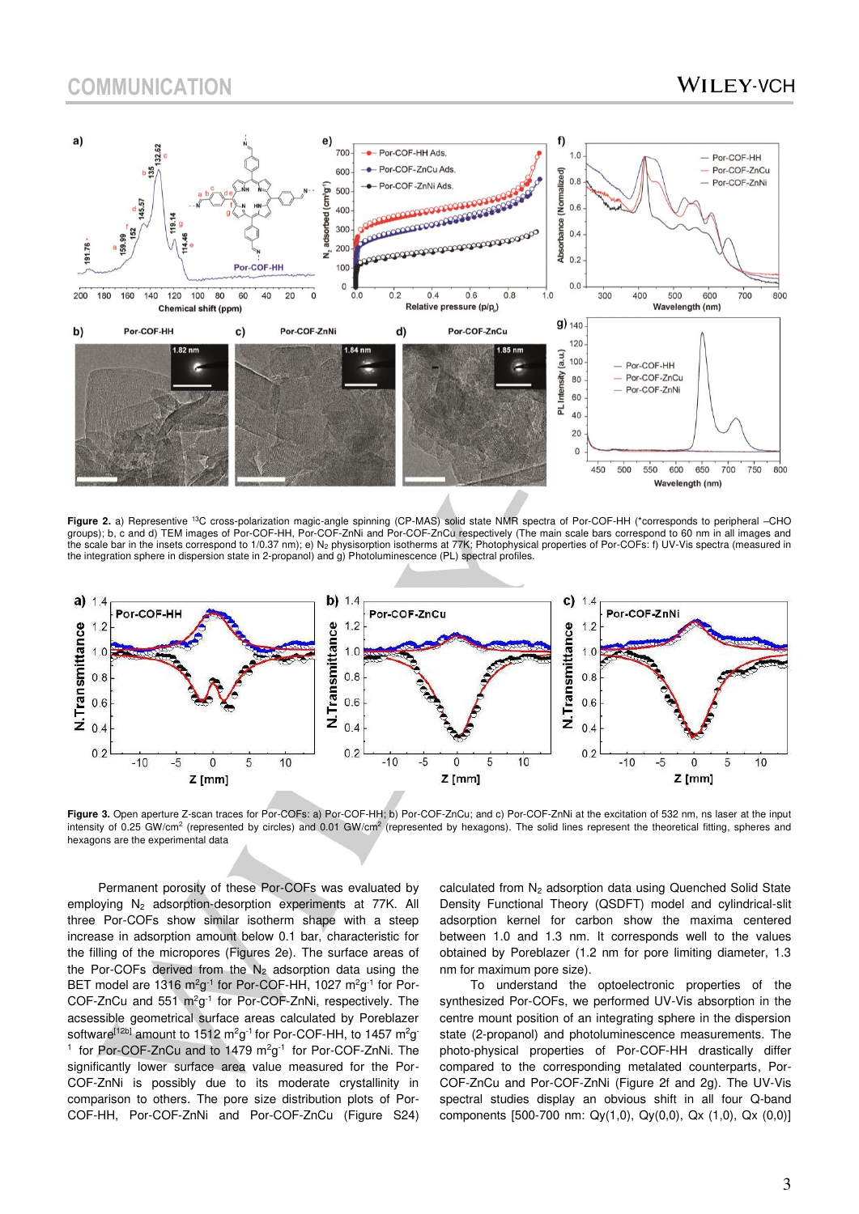**Figure 2.** a) Representative $^{13}C$ cross-polarization magic-angle spinning (CP-MAS) solid state NMR spectra of Por-COF-HH (*corresponds to peripheral –CHO groups); b, c and d) TEM images of Por-COF-HH, Por-COF-ZnNi and Por-COF-ZnCu respectively (The main scale bars correspond to 60 nm in all images and the scale bar in the insets correspond to 1/0.37 nm); e) $N_2$ physisorption isotherms at 77K; Photophysical properties of Por-COFs: f) UV-Vis spectra (measured in the integration sphere in dispersion state in 2-propanol) and g) Photoluminescence (PL) spectral profiles.

**Figure 3.** Open aperture Z-scan traces for Por-COFs: a) Por-COF-HH; b) Por-COF-ZnCu; and c) Por-COF-ZnNi at the excitation of 532 nm, ns laser at the input intensity of 0.25 GW/cm$^2$ (represented by circles) and 0.01 GW/cm$^2$ (represented by hexagons). The solid lines represent the theoretical fitting, spheres and hexagons are the experimental data

Permanent porosity of these Por-COFs was evaluated by employing $N_2$ adsorption-desorption experiments at 77K. All three Por-COFs show similar isotherm shape with a steep increase in adsorption amount below 0.1 bar, characteristic for the filling of the micropores (Figures 2e). The surface areas of the Por-COFs derived from the $N_2$ adsorption data using the BET model are 1316 m$^2$g$^{-1}$ for Por-COF-HH, 1027 m$^2$g$^{-1}$ for Por-COF-ZnCu and 551 m$^2$g$^{-1}$ for Por-COF-ZnNi, respectively. The acessible geometrical surface areas calculated by Poreblazer software[12b] amount to 1512 m$^2$g$^{-1}$ for Por-COF-HH, to 1457 m$^2$g$^{-1}$ for Por-COF-ZnCu and to 1479 m$^2$g$^{-1}$ for Por-COF-ZnNi. The significantly lower surface area measured for the Por-COF-ZnNi is possibly due to its moderate crystallinity in comparison to others. The pore size distribution plots of Por-COF-HH, Por-COF-ZnNi and Por-COF-ZnCu (Figure S24) calculated from $N_2$ adsorption data using Quenched Solid State Density Functional Theory (QSDFT) model and cylindrical-slit adsorption kernel for carbon show the maxima centered between 1.0 and 1.3 nm. It corresponds well to the values obtained by Poreblazer (1.2 nm for pore limiting diameter, 1.3 nm for maximum pore size).

To understand the optoelectronic properties of the synthesized Por-COFs, we performed UV-Vis absorption in the centre mount position of an integrating sphere in the dispersion state (2-propanol) and photoluminescence measurements. The photo-physical properties of Por-COF-HH drastically differ compared to the corresponding metalated counterparts, Por-COF-ZnCu and Por-COF-ZnNi (Figure 2f and 2g). The UV-Vis spectral studies display an obvious shift in all four Q-band components [500-700 nm: Qy(1,0), Qy(0,0), Qx (1,0), Qx (0,0)]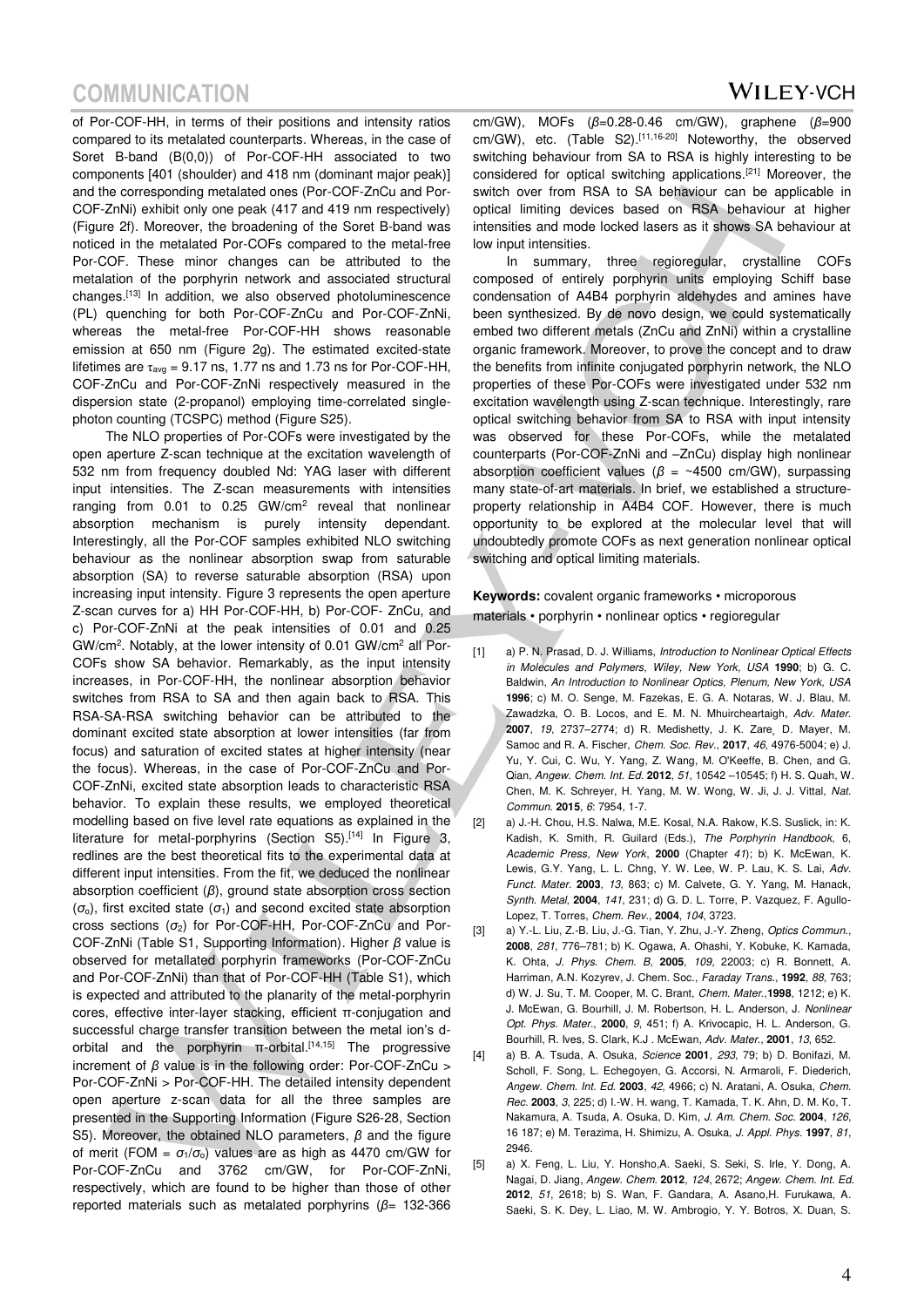of Por-COF-HH, in terms of their positions and intensity ratios compared to its metalated counterparts. Whereas, in the case of Soret B-band (B(0,0)) of Por-COF-HH associated to two components [401 (shoulder) and 418 nm (dominant major peak)] and the corresponding metalated ones (Por-COF-ZnCu and Por-COF-ZnNi) exhibit only one peak (417 and 419 nm respectively) (Figure 2f). Moreover, the broadening of the Soret B-band was noticed in the metalated Por-COFs compared to the metal-free Por-COF. These minor changes can be attributed to the metalation of the porphyrin network and associated structural changes.[13] In addition, we also observed photoluminescence (PL) quenching for both Por-COF-ZnCu and Por-COF-ZnNi, whereas the metal-free Por-COF-HH shows reasonable emission at 650 nm (Figure 2g). The estimated excited-state lifetimes are $\tau_{avg}$ = 9.17 ns, 1.77 ns and 1.73 ns for Por-COF-HH, COF-ZnCu and Por-COF-ZnNi respectively measured in the dispersion state (2-propanol) employing time-correlated single-photon counting (TCSPC) method (Figure S25).

The NLO properties of Por-COFs were investigated by the open aperture Z-scan technique at the excitation wavelength of 532 nm from frequency doubled Nd: YAG laser with different input intensities. The Z-scan measurements with intensities ranging from 0.01 to 0.25 GW/cm$^2$ reveal that nonlinear absorption mechanism is purely intensity dependant. Interestingly, all the Por-COF samples exhibited NLO switching behaviour as the nonlinear absorption swap from saturable absorption (SA) to reverse saturable absorption (RSA) upon increasing input intensity. Figure 3 represents the open aperture Z-scan curves for a) HH Por-COF-HH, b) Por-COF- ZnCu, and c) Por-COF-ZnNi at the peak intensities of 0.01 and 0.25 GW/cm$^2$. Notably, at the lower intensity of 0.01 GW/cm$^2$ all Por-COFs show SA behavior. Remarkably, as the input intensity increases, in Por-COF-HH, the nonlinear absorption behavior switches from RSA to SA and then again back to RSA. This RSA-SA-RSA switching behavior can be attributed to the dominant excited state absorption at lower intensities (far from focus) and saturation of excited states at higher intensity (near the focus). Whereas, in the case of Por-COF-ZnCu and Por-COF-ZnNi, excited state absorption leads to characteristic RSA behavior. To explain these results, we employed theoretical modelling based on five level rate equations as explained in the literature for metal-porphyrins (Section S5).[14] In Figure 3, redlines are the best theoretical fits to the experimental data at different input intensities. From the fit, we deduced the nonlinear absorption coefficient ($\beta$), ground state absorption cross section ($\sigma_o$), first excited state ($\sigma_1$) and second excited state absorption cross sections ($\sigma_2$) for Por-COF-HH, Por-COF-ZnCu and Por-COF-ZnNi (Table S1, Supporting Information). Higher $\beta$ value is observed for metallated porphyrin frameworks (Por-COF-ZnCu and Por-COF-ZnNi) than that of Por-COF-HH (Table S1), which is expected and attributed to the planarity of the metal-porphyrin cores, effective inter-layer stacking, efficient π-conjugation and successful charge transfer transition between the metal ion's d-orbital and the porphyrin π-orbital.[14,15] The progressive increment of $\beta$ value is in the following order: Por-COF-ZnCu > Por-COF-ZnNi > Por-COF-HH. The detailed intensity dependent open aperture z-scan data for all the three samples are presented in the Supporting Information (Figure S26-28, Section S5). Moreover, the obtained NLO parameters, $\beta$ and the figure of merit (FOM = $\sigma_1/\sigma_o$) values are as high as 4470 cm/GW for Por-COF-ZnCu and 3762 cm/GW, for Por-COF-ZnNi, respectively, which are found to be higher than those of other reported materials such as metalated porphyrins ($\beta$= 132-366 cm/GW), MOFs ($\beta$=0.28-0.46 cm/GW), graphene ($\beta$=900 cm/GW), etc. (Table S2).[11,16-20] Noteworthy, the observed switching behaviour from SA to RSA is highly interesting to be considered for optical switching applications.[21] Moreover, the switch over from RSA to SA behaviour can be applicable in optical limiting devices based on RSA behaviour at higher intensities and mode locked lasers as it shows SA behaviour at low input intensities.

In summary, three regioregular, crystalline COFs composed of entirely porphyrin units employing Schiff base condensation of A4B4 porphyrin aldehydes and amines have been synthesized. By de novo design, we could systematically embed two different metals (ZnCu and ZnNi) within a crystalline organic framework. Moreover, to prove the concept and to draw the benefits from infinite conjugated porphyrin network, the NLO properties of these Por-COFs were investigated under 532 nm excitation wavelength using Z-scan technique. Interestingly, rare optical switching behavior from SA to RSA with input intensity was observed for these Por-COFs, while the metalated counterparts (Por-COF-ZnNi and –ZnCu) display high nonlinear absorption coefficient values ($\beta$ = ~4500 cm/GW), surpassing many state-of-art materials. In brief, we established a structure-property relationship in A4B4 COF. However, there is much opportunity to be explored at the molecular level that will undoubtedly promote COFs as next generation nonlinear optical switching and optical limiting materials.

**Keywords:** covalent organic frameworks • microporous materials • porphyrin • nonlinear optics • regioregular

[1] a) P. N. Prasad, D. J. Williams, *Introduction to Nonlinear Optical Effects in Molecules and Polymers*, *Wiley, New York, USA* **1990**; b) G. C. Baldwin, *An Introduction to Nonlinear Optics, Plenum, New York, USA* **1996**; c) M. O. Senge, M. Fazekas, E. G. A. Notaras, W. J. Blau, M. Zawadzka, O. B. Locos, and E. M. N. Mhuircheartaigh, *Adv. Mater.* **2007**, *19*, 2737–2774; d) R. Medishetty, J. K. Zare, D. Mayer, M. Samoc and R. A. Fischer, *Chem. Soc. Rev.*, **2017**, *46*, 4976-5004; e) J. Yu, Y. Cui, C. Wu, Y. Yang, Z. Wang, M. O'Keeffe, B. Chen, and G. Qian, *Angew. Chem. Int. Ed.* **2012**, *51*, 10542 –10545; f) H. S. Quah, W. Chen, M. K. Schreyer, H. Yang, M. W. Wong, W. Ji, J. J. Vittal, *Nat. Commun.* **2015**, *6*: 7954, 1-7.

[2] a) J.-H. Chou, H.S. Nalwa, M.E. Kosal, N.A. Rakow, K.S. Suslick, in: K. Kadish, K. Smith, R. Guilard (Eds.), *The Porphyrin Handbook*, 6, *Academic Press*, *New York*, **2000** (Chapter *41*); b) K. McEwan, K. Lewis, G.Y. Yang, L. L. Chng, Y. W. Lee, W. P. Lau, K. S. Lai, *Adv. Funct. Mater.* **2003**, *13*, 863; c) M. Calvete, G. Y. Yang, M. Hanack, *Synth. Metal*, **2004**, *141*, 231; d) G. D. L. Torre, P. Vazquez, F. Agullo-Lopez, T. Torres, *Chem. Rev.*, **2004**, *104*, 3723.

[3] a) Y.-L. Liu, Z.-B. Liu, J.-G. Tian, Y. Zhu, J.-Y. Zheng, *Optics Commun.*, **2008**, *281*, 776–781; b) K. Ogawa, A. Ohashi, Y. Kobuke, K. Kamada, K. Ohta, *J. Phys. Chem. B*, **2005**, *109*, 22003; c) R. Bonnett, A. Harriman, A.N. Kozyrev, J. Chem. Soc., *Faraday Trans.*, **1992**, *88*, 763; d) W. J. Su, T. M. Cooper, M. C. Brant, *Chem. Mater.*,**1998**, 1212; e) K. J. McEwan, G. Bourhill, J. M. Robertson, H. L. Anderson, J. *Nonlinear Opt. Phys. Mater.*, **2000**, *9*, 451; f) A. Krivocapic, H. L. Anderson, G. Bourhill, R. Ives, S. Clark, K.J . McEwan, *Adv. Mater.*, **2001**, *13*, 652.

[4] a) B. A. Tsuda, A. Osuka, *Science* **2001**, *293*, 79; b) D. Bonifazi, M. Scholl, F. Song, L. Echegoyen, G. Accorsi, N. Armaroli, F. Diederich, *Angew. Chem. Int. Ed.* **2003**, *42*, 4966; c) N. Aratani, A. Osuka, *Chem. Rec.* **2003**, *3*, 225; d) I.-W. H. wang, T. Kamada, T. K. Ahn, D. M. Ko, T. Nakamura, A. Tsuda, A. Osuka, D. Kim, *J. Am. Chem. Soc.* **2004**, *126*, 16 187; e) M. Terazima, H. Shimizu, A. Osuka, *J. Appl. Phys.* **1997**, *81*, 2946.

[5] a) X. Feng, L. Liu, Y. Honsho,A. Saeki, S. Seki, S. Irle, Y. Dong, A. Nagai, D. Jiang, *Angew. Chem.* **2012**, *124*, 2672; *Angew. Chem. Int. Ed.* **2012**, *51*, 2618; b) S. Wan, F. Gandara, A. Asano,H. Furukawa, A. Saeki, S. K. Dey, L. Liao, M. W. Ambrogio, Y. Y. Botros, X. Duan, S.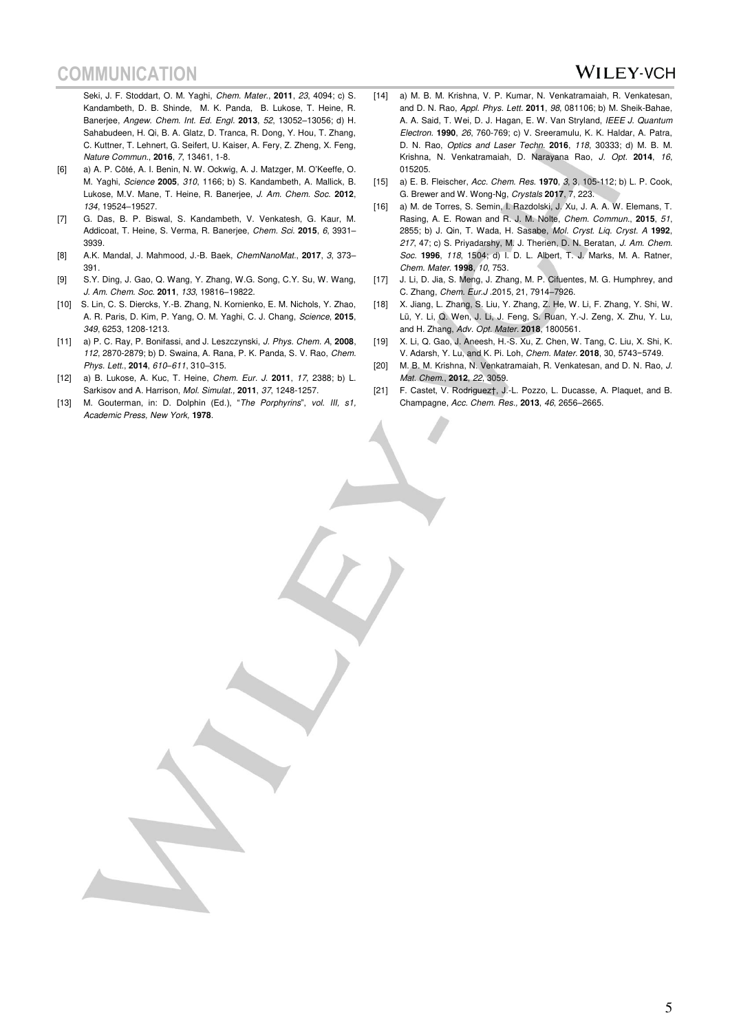Seki, J. F. Stoddart, O. M. Yaghi, *Chem. Mater.*, **2011**, *23*, 4094; c) S. Kandambeth, D. B. Shinde, M. K. Panda, B. Lukose, T. Heine, R. Banerjee, *Angew. Chem. Int. Ed. Engl.* **2013**, *52*, 13052–13056; d) H. Sahabudeen, H. Qi, B. A. Glatz, D. Tranca, R. Dong, Y. Hou, T. Zhang, C. Kuttner, T. Lehnert, G. Seifert, U. Kaiser, A. Fery, Z. Zheng, X. Feng, *Nature Commun.*, **2016**, *7*, 13461, 1-8.

[6] a) A. P. Côté, A. I. Benin, N. W. Ockwig, A. J. Matzger, M. O'Keeffe, O. M. Yaghi, *Science* **2005**, *310*, 1166; b) S. Kandambeth, A. Mallick, B. Lukose, M.V. Mane, T. Heine, R. Banerjee, *J. Am. Chem. Soc.* **2012**, *134*, 19524–19527.

[7] G. Das, B. P. Biswal, S. Kandambeth, V. Venkatesh, G. Kaur, M. Addicoat, T. Heine, S. Verma, R. Banerjee, *Chem. Sci.* **2015**, *6*, 3931–3939.

[8] A.K. Mandal, J. Mahmood, J.-B. Baek, *ChemNanoMat.*, **2017**, *3*, 373–391.

[9] S.Y. Ding, J. Gao, Q. Wang, Y. Zhang, W.G. Song, C.Y. Su, W. Wang, *J. Am. Chem. Soc.* **2011**, *133*, 19816–19822.

[10] S. Lin, C. S. Diercks, Y.-B. Zhang, N. Kornienko, E. M. Nichols, Y. Zhao, A. R. Paris, D. Kim, P. Yang, O. M. Yaghi, C. J. Chang, *Science*, **2015**, *349*, 6253, 1208-1213.

[11] a) P. C. Ray, P. Bonifassi, and J. Leszczynski, *J. Phys. Chem. A*, **2008**, *112*, 2870-2879; b) D. Swaina, A. Rana, P. K. Panda, S. V. Rao, *Chem. Phys. Lett.*, **2014**, *610–611*, 310–315.

[12] a) B. Lukose, A. Kuc, T. Heine, *Chem. Eur. J.* **2011**, *17*, 2388; b) L. Sarkisov and A. Harrison, *Mol. Simulat.*, **2011**, *37*, 1248-1257.

[13] M. Gouterman, in: D. Dolphin (Ed.), "*The Porphyrins*", *vol. III, s1, Academic Press, New York*, **1978**.

[14] a) M. B. M. Krishna, V. P. Kumar, N. Venkatramaiah, R. Venkatesan, and D. N. Rao, *Appl. Phys. Lett.* **2011**, *98*, 081106; b) M. Sheik-Bahae, A. A. Said, T. Wei, D. J. Hagan, E. W. Van Stryland, *IEEE J. Quantum Electron.* **1990**, *26*, 760-769; c) V. Sreeramulu, K. K. Haldar, A. Patra, D. N. Rao, *Optics and Laser Techn.* **2016**, *118*, 30333; d) M. B. M. Krishna, N. Venkatramaiah, D. Narayana Rao, *J. Opt.* **2014**, *16*, 015205.

[15] a) E. B. Fleischer, *Acc. Chem. Res.* **1970**, *3*, 3, 105-112; b) L. P. Cook, G. Brewer and W. Wong-Ng, *Crystals* **2017**, 7, 223.

[16] a) M. de Torres, S. Semin, I. Razdolski, J. Xu, J. A. A. W. Elemans, T. Rasing, A. E. Rowan and R. J. M. Nolte, *Chem. Commun.*, **2015**, *51*, 2855; b) J. Qin, T. Wada, H. Sasabe, *Mol. Cryst. Liq. Cryst. A* **1992**, *217*, 47; c) S. Priyadarshy, M. J. Therien, D. N. Beratan, *J. Am. Chem. Soc.* **1996**, *118*, 1504; d) I. D. L. Albert, T. J. Marks, M. A. Ratner, *Chem. Mater.* **1998**, *10*, 753.

[17] J. Li, D. Jia, S. Meng, J. Zhang, M. P. Cifuentes, M. G. Humphrey, and C. Zhang, *Chem. Eur.J* .2015, 21, 7914–7926.

[18] X. Jiang, L. Zhang, S. Liu, Y. Zhang, Z. He, W. Li, F. Zhang, Y. Shi, W. Lü, Y. Li, Q. Wen, J. Li, J. Feng, S. Ruan, Y.-J. Zeng, X. Zhu, Y. Lu, and H. Zhang, *Adv. Opt. Mater.* **2018**, 1800561.

[19] X. Li, Q. Gao, J. Aneesh, H.-S. Xu, Z. Chen, W. Tang, C. Liu, X. Shi, K. V. Adarsh, Y. Lu, and K. Pi. Loh, *Chem. Mater.* **2018**, 30, 5743−5749.

[20] M. B. M. Krishna, N. Venkatramaiah, R. Venkatesan, and D. N. Rao, *J. Mat. Chem.*, **2012**, *22*, 3059.

[21] F. Castet, V. Rodriguez†, J.-L. Pozzo, L. Ducasse, A. Plaquet, and B. Champagne, *Acc. Chem. Res.*, **2013**, *46*, 2656–2665.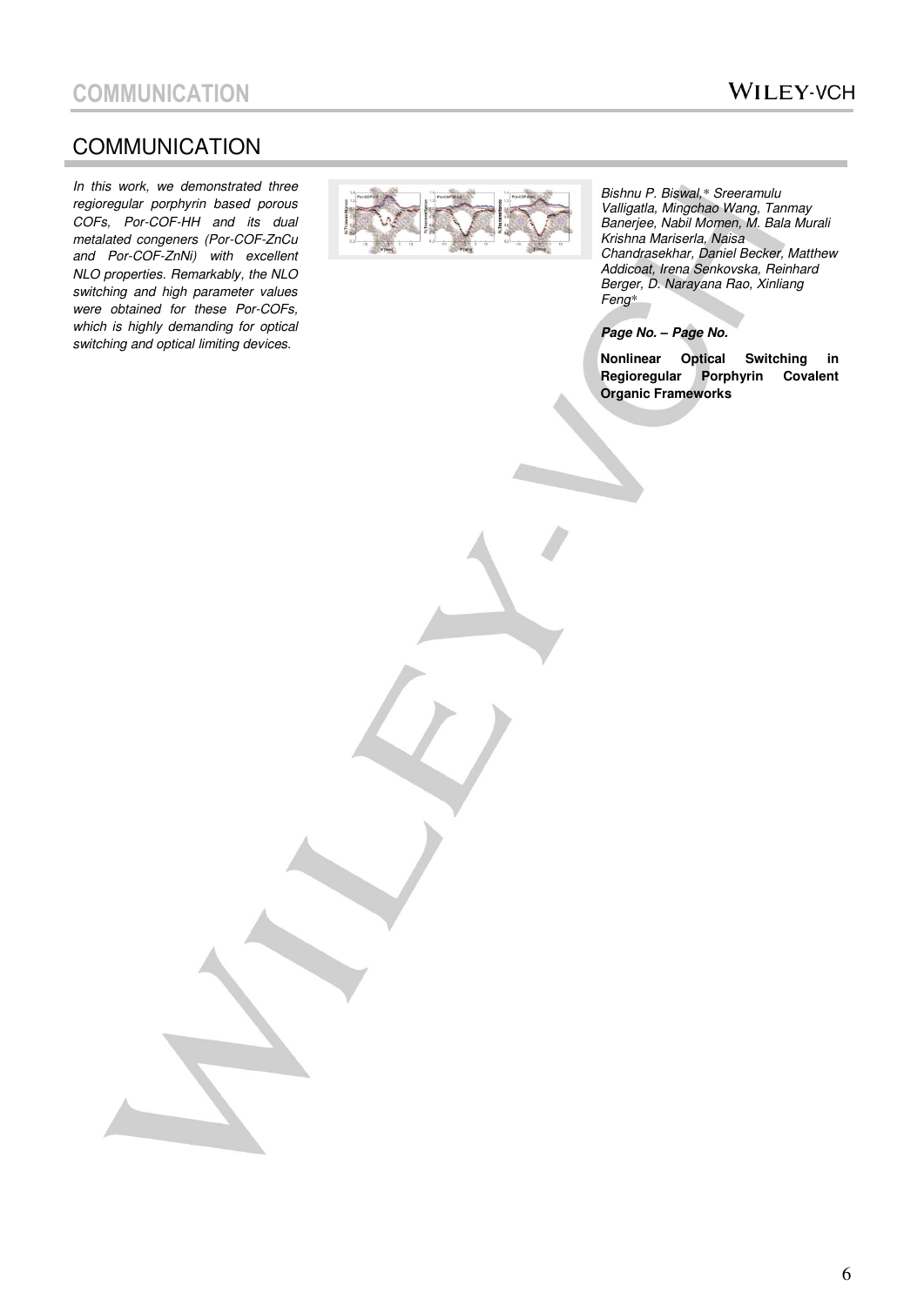## COMMUNICATION

*In this work, we demonstrated three regioregular porphyrin based porous COFs, Por-COF-HH and its dual metalated congeners (Por-COF-ZnCu and Por-COF-ZnNi) with excellent NLO properties. Remarkably, the NLO switching and high parameter values were obtained for these Por-COFs, which is highly demanding for optical switching and optical limiting devices.*

*Bishnu P. Biswal,\* Sreeramulu Valligatla, Mingchao Wang, Tanmay Banerjee, Nabil Momen, M. Bala Murali Krishna Mariserla, Naisa Chandrasekhar, Daniel Becker, Matthew Addicoat, Irena Senkovska, Reinhard Berger, D. Narayana Rao, Xinliang Feng\**

***Page No. – Page No.***

**Nonlinear Optical Switching in Regioregular Porphyrin Covalent Organic Frameworks**